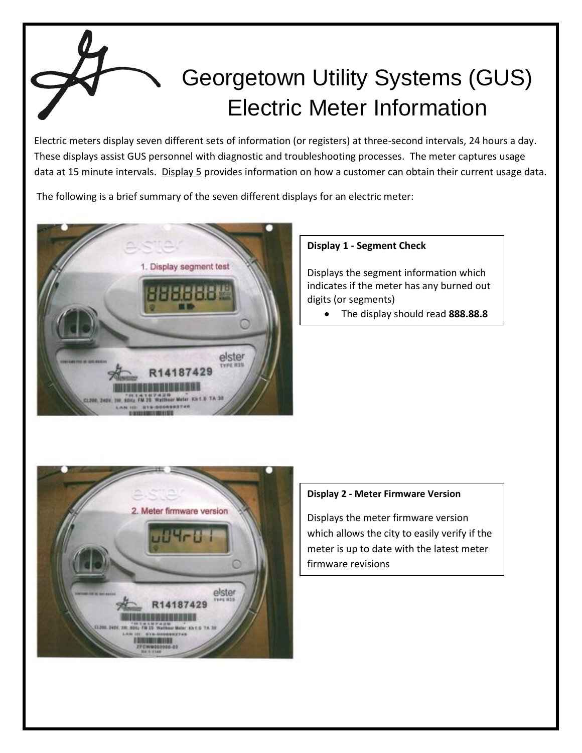# Georgetown Utility Systems (GUS) Electric Meter Information

Electric meters display seven different sets of information (or registers) at three-second intervals, 24 hours a day. These displays assist GUS personnel with diagnostic and troubleshooting processes. The meter captures usage data at 15 minute intervals. Display 5 provides information on how a customer can obtain their current usage data.

The following is a brief summary of the seven different displays for an electric meter:

**Display 1 - Segment Check**

Displays the segment information which indicates if the meter has any burned out digits (or segments)

- The display should read **888.88.8**

**Display 2 - Meter Firmware Version**

Displays the meter firmware version which allows the city to easily verify if the meter is up to date with the latest meter firmware revisions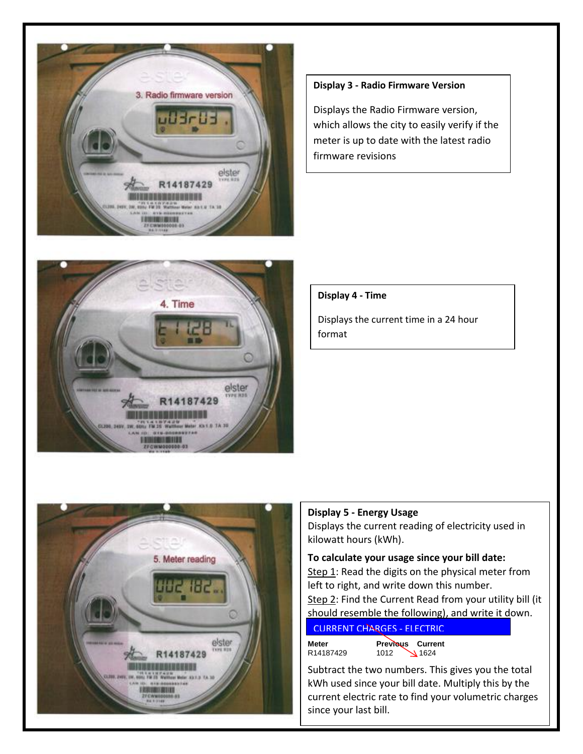**Display 3 - Radio Firmware Version**

Displays the Radio Firmware version, which allows the city to easily verify if the meter is up to date with the latest radio firmware revisions

**Display 4 - Time**

Displays the current time in a 24 hour format

**Display 5 - Energy Usage**

Displays the current reading of electricity used in kilowatt hours (kWh).

**To calculate your usage since your bill date:**

Step 1: Read the digits on the physical meter from left to right, and write down this number.

Step 2: Find the Current Read from your utility bill (it should resemble the following), and write it down.

CURRENT CHARGES - ELECTRIC

| Meter | Previous | Current |
|---|---|---|
| R14187429 | 1012 | 1624 |

Subtract the two numbers. This gives you the total kWh used since your bill date. Multiply this by the current electric rate to find your volumetric charges since your last bill.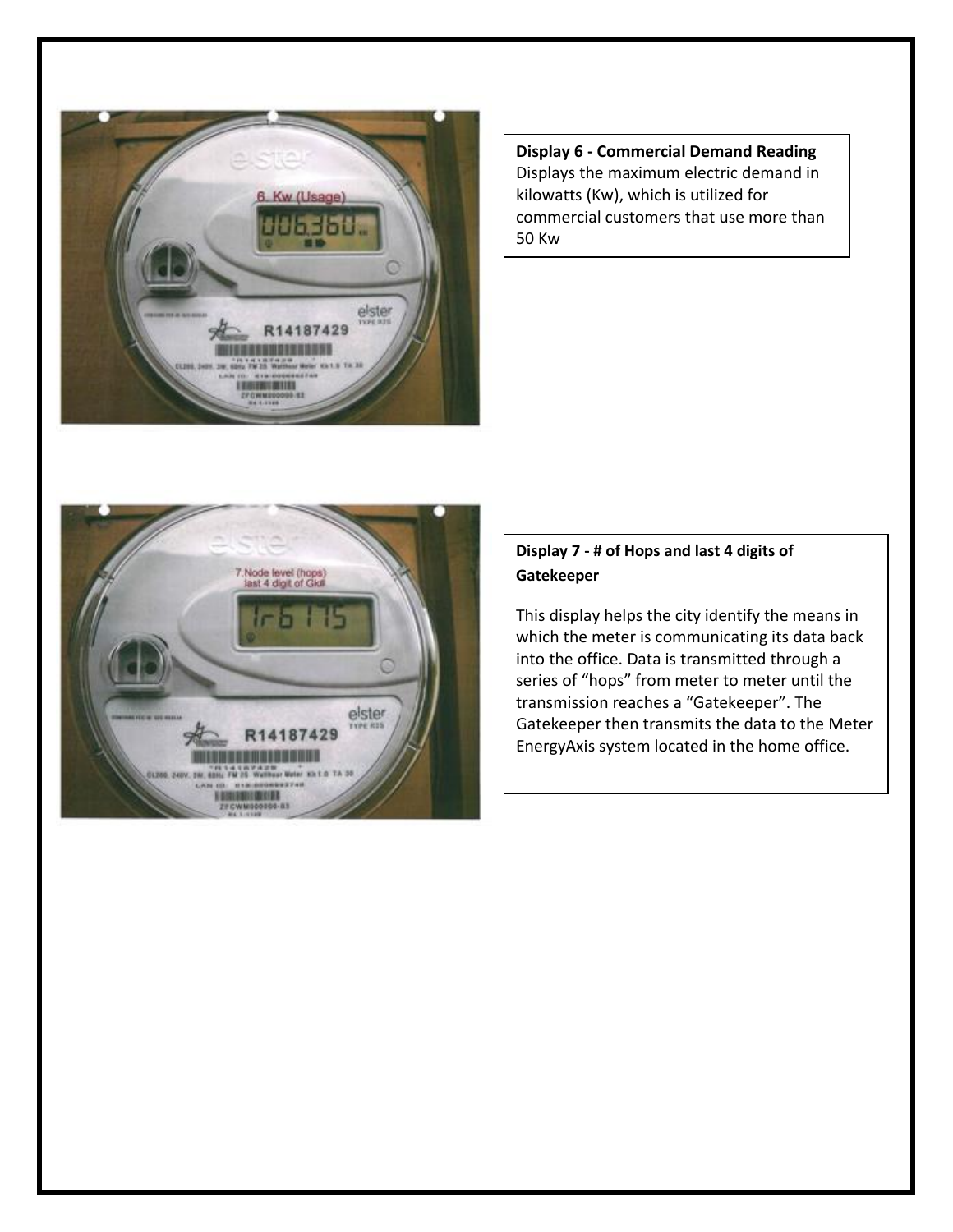**Display 6 - Commercial Demand Reading**
Displays the maximum electric demand in kilowatts (Kw), which is utilized for commercial customers that use more than 50 Kw

**Display 7 - # of Hops and last 4 digits of Gatekeeper**

This display helps the city identify the means in which the meter is communicating its data back into the office. Data is transmitted through a series of "hops" from meter to meter until the transmission reaches a "Gatekeeper". The Gatekeeper then transmits the data to the Meter EnergyAxis system located in the home office.